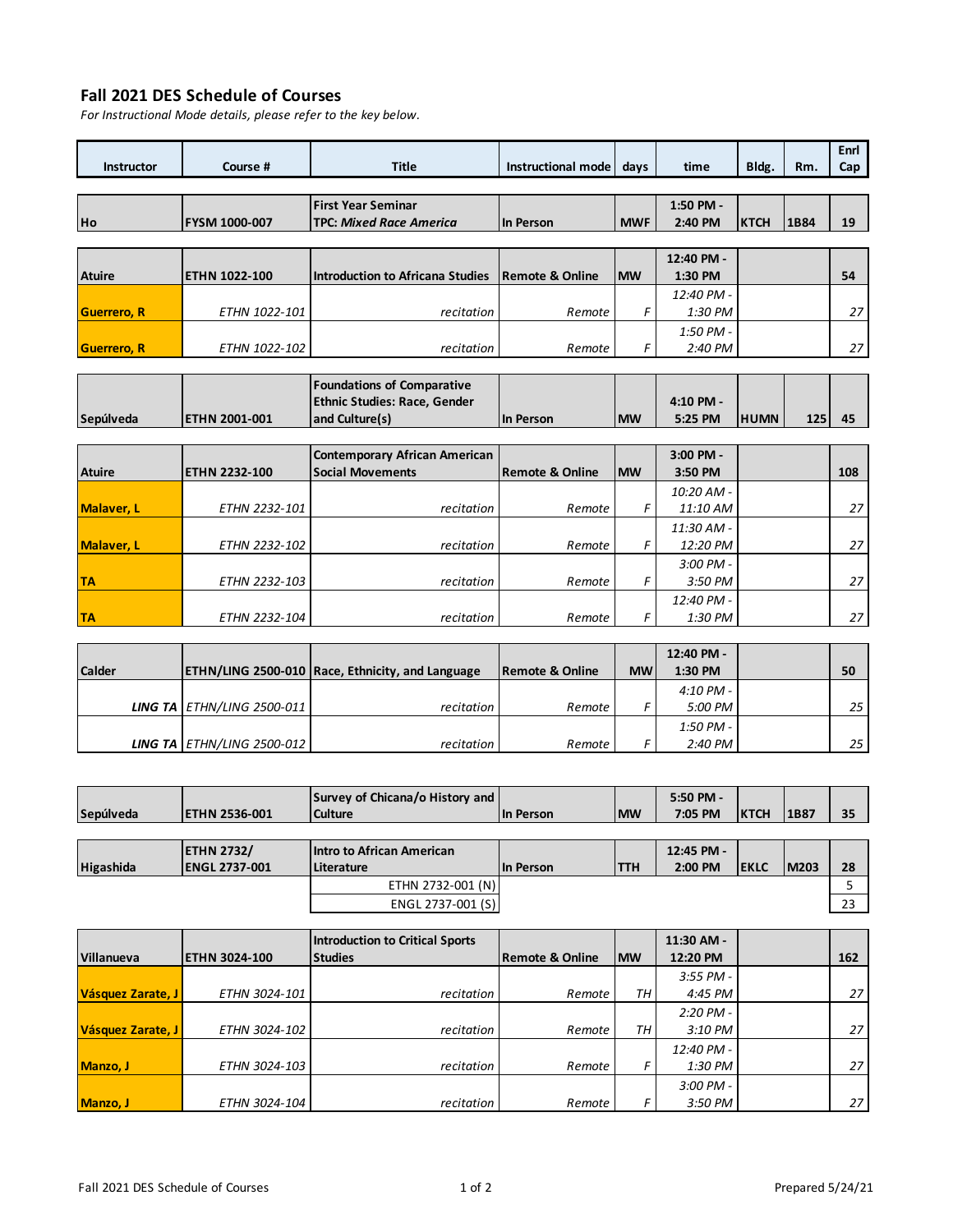## Fall 2021 DES Schedule of Courses

*For Instructional Mode details, please refer to the key below.*

| Instructor | Course # | Title | Instructional mode | days | time | Bldg. | Rm. | Enrl Cap |
|---|---|---|---|---|---|---|---|---|
| **Ho** | **FYSM 1000-007** | **First Year Seminar TPC: *Mixed Race America*** | **In Person** | **MWF** | **1:50 PM - 2:40 PM** | **KTCH** | **1B84** | **19** |
| **Atuire** | **ETHN 1022-100** | **Introduction to Africana Studies** | **Remote & Online** | **MW** | **12:40 PM - 1:30 PM** | | | **54** |
| **Guerrero, R** | *ETHN 1022-101* | *recitation* | *Remote* | *F* | *12:40 PM - 1:30 PM* | | | *27* |
| **Guerrero, R** | *ETHN 1022-102* | *recitation* | *Remote* | *F* | *1:50 PM - 2:40 PM* | | | *27* |
| **Sepúlveda** | **ETHN 2001-001** | **Foundations of Comparative Ethnic Studies: Race, Gender and Culture(s)** | **In Person** | **MW** | **4:10 PM - 5:25 PM** | **HUMN** | **125** | **45** |
| **Atuire** | **ETHN 2232-100** | **Contemporary African American Social Movements** | **Remote & Online** | **MW** | **3:00 PM - 3:50 PM** | | | **108** |
| **Malaver, L** | *ETHN 2232-101* | *recitation* | *Remote* | *F* | *10:20 AM - 11:10 AM* | | | *27* |
| **Malaver, L** | *ETHN 2232-102* | *recitation* | *Remote* | *F* | *11:30 AM - 12:20 PM* | | | *27* |
| **TA** | *ETHN 2232-103* | *recitation* | *Remote* | *F* | *3:00 PM - 3:50 PM* | | | *27* |
| **TA** | *ETHN 2232-104* | *recitation* | *Remote* | *F* | *12:40 PM - 1:30 PM* | | | *27* |
| **Calder** | **ETHN/LING 2500-010** | **Race, Ethnicity, and Language** | **Remote & Online** | **MW** | **12:40 PM - 1:30 PM** | | | **50** |
| ***LING TA*** | *ETHN/LING 2500-011* | *recitation* | *Remote* | *F* | *4:10 PM - 5:00 PM* | | | *25* |
| ***LING TA*** | *ETHN/LING 2500-012* | *recitation* | *Remote* | *F* | *1:50 PM - 2:40 PM* | | | *25* |
| **Sepúlveda** | **ETHN 2536-001** | **Survey of Chicana/o History and Culture** | **In Person** | **MW** | **5:50 PM - 7:05 PM** | **KTCH** | **1B87** | **35** |
| **Higashida** | **ETHN 2732/ ENGL 2737-001** | **Intro to African American Literature** | **In Person** | **TTH** | **12:45 PM - 2:00 PM** | **EKLC** | **M203** | **28** |
| | | ETHN 2732-001 (N) | | | | | | 5 |
| | | ENGL 2737-001 (S) | | | | | | 23 |
| **Villanueva** | **ETHN 3024-100** | **Introduction to Critical Sports Studies** | **Remote & Online** | **MW** | **11:30 AM - 12:20 PM** | | | **162** |
| **Vásquez Zarate, J** | *ETHN 3024-101* | *recitation* | *Remote* | *TH* | *3:55 PM - 4:45 PM* | | | *27* |
| **Vásquez Zarate, J** | *ETHN 3024-102* | *recitation* | *Remote* | *TH* | *2:20 PM - 3:10 PM* | | | *27* |
| **Manzo, J** | *ETHN 3024-103* | *recitation* | *Remote* | *F* | *12:40 PM - 1:30 PM* | | | *27* |
| **Manzo, J** | *ETHN 3024-104* | *recitation* | *Remote* | *F* | *3:00 PM - 3:50 PM* | | | *27* |

Prepared 5/24/21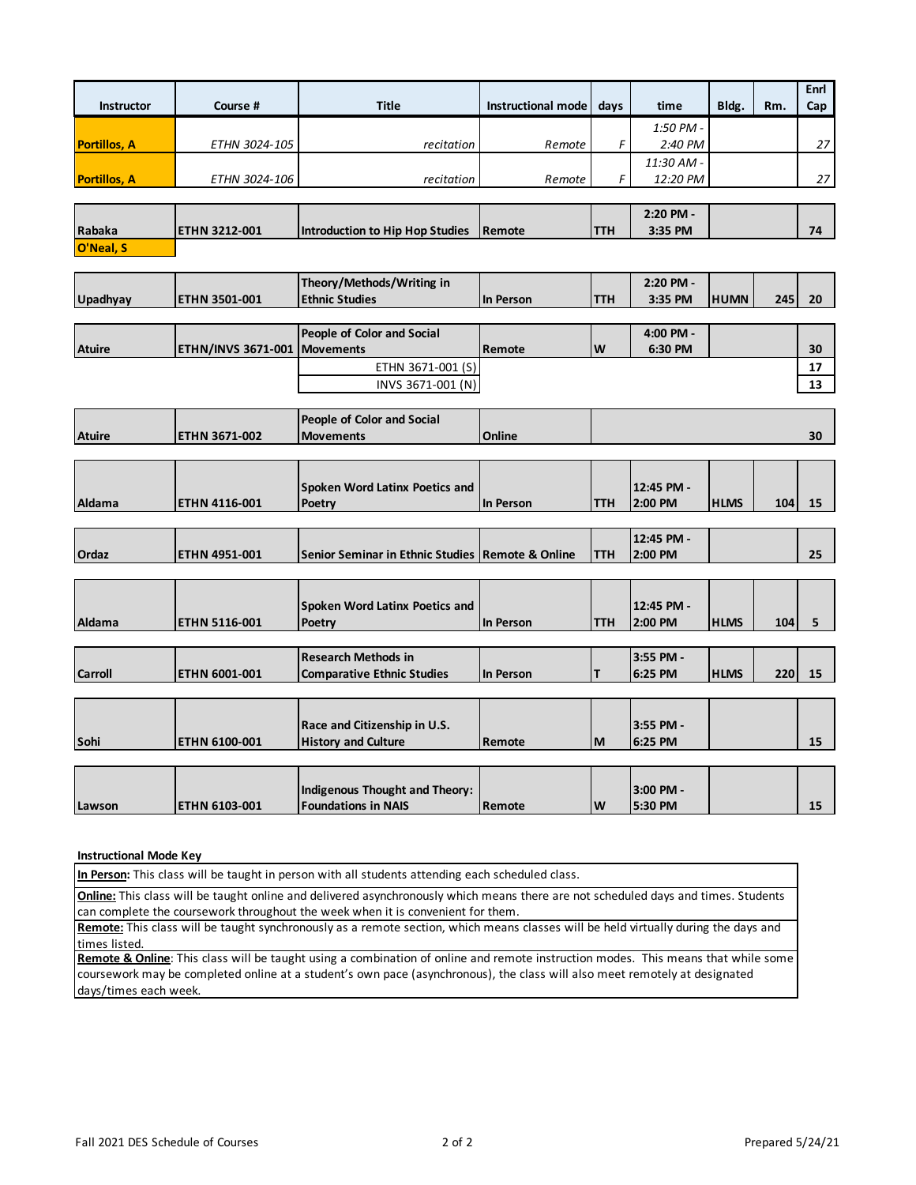| Instructor | Course # | Title | Instructional mode | days | time | Bldg. | Rm. | Enrl Cap |
|---|---|---|---|---|---|---|---|---|
| Portillos, A | *ETHN 3024-105* | *recitation* | *Remote* | *F* | *1:50 PM - 2:40 PM* | | | *27* |
| Portillos, A | *ETHN 3024-106* | *recitation* | *Remote* | *F* | *11:30 AM - 12:20 PM* | | | *27* |
| **Rabaka** | **ETHN 3212-001** | **Introduction to Hip Hop Studies** | **Remote** | **TTH** | **2:20 PM - 3:35 PM** | | | **74** |
| **O'Neal, S** | | | | | | | | |
| **Upadhyay** | **ETHN 3501-001** | **Theory/Methods/Writing in Ethnic Studies** | **In Person** | **TTH** | **2:20 PM - 3:35 PM** | **HUMN** | **245** | **20** |
| **Atuire** | **ETHN/INVS 3671-001** | **People of Color and Social Movements** | **Remote** | **W** | **4:00 PM - 6:30 PM** | | | **30** |
| | | ETHN 3671-001 (S) | | | | | | **17** |
| | | INVS 3671-001 (N) | | | | | | **13** |
| **Atuire** | **ETHN 3671-002** | **People of Color and Social Movements** | **Online** | | | | | **30** |
| **Aldama** | **ETHN 4116-001** | **Spoken Word Latinx Poetics and Poetry** | **In Person** | **TTH** | **12:45 PM - 2:00 PM** | **HLMS** | **104** | **15** |
| **Ordaz** | **ETHN 4951-001** | **Senior Seminar in Ethnic Studies** | **Remote & Online** | **TTH** | **12:45 PM - 2:00 PM** | | | **25** |
| **Aldama** | **ETHN 5116-001** | **Spoken Word Latinx Poetics and Poetry** | **In Person** | **TTH** | **12:45 PM - 2:00 PM** | **HLMS** | **104** | **5** |
| **Carroll** | **ETHN 6001-001** | **Research Methods in Comparative Ethnic Studies** | **In Person** | **T** | **3:55 PM - 6:25 PM** | **HLMS** | **220** | **15** |
| **Sohi** | **ETHN 6100-001** | **Race and Citizenship in U.S. History and Culture** | **Remote** | **M** | **3:55 PM - 6:25 PM** | | | **15** |
| **Lawson** | **ETHN 6103-001** | **Indigenous Thought and Theory: Foundations in NAIS** | **Remote** | **W** | **3:00 PM - 5:30 PM** | | | **15** |

**Instructional Mode Key**

**In Person:** This class will be taught in person with all students attending each scheduled class.

**Online:** This class will be taught online and delivered asynchronously which means there are not scheduled days and times. Students can complete the coursework throughout the week when it is convenient for them.

**Remote:** This class will be taught synchronously as a remote section, which means classes will be held virtually during the days and times listed.

**Remote & Online**: This class will be taught using a combination of online and remote instruction modes. This means that while some coursework may be completed online at a student's own pace (asynchronous), the class will also meet remotely at designated days/times each week.

Fall 2021 DES Schedule of Courses | Prepared 5/24/21